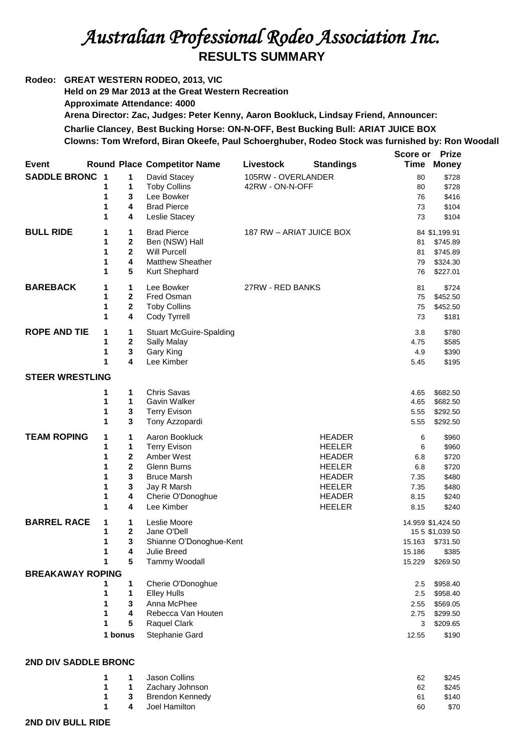# *Australian Professional Rodeo Association Inc.*

## RESULTS SUMMARY

**Rodeo: GREAT WESTERN RODEO, 2013, VIC**
**Held on 29 Mar 2013 at the Great Western Recreation**
**Approximate Attendance: 4000**
**Arena Director: Zac, Judges: Peter Kenny, Aaron Bookluck, Lindsay Friend, Announcer: Charlie Clancey, Best Bucking Horse: ON-N-OFF, Best Bucking Bull: ARIAT JUICE BOX**
**Clowns: Tom Wreford, Biran Okeefe, Paul Schoerghuber, Rodeo Stock was furnished by: Ron Woodall**

| Event | Round | Place | Competitor Name | Livestock | Standings | Score or Time | Prize Money |
|---|---|---|---|---|---|---|---|
| **SADDLE BRONC** | 1 | 1 | David Stacey | 105RW - OVERLANDER | | 80 | $728 |
| | 1 | 1 | Toby Collins | 42RW - ON-N-OFF | | 80 | $728 |
| | 1 | 3 | Lee Bowker | | | 76 | $416 |
| | 1 | 4 | Brad Pierce | | | 73 | $104 |
| | 1 | 4 | Leslie Stacey | | | 73 | $104 |
| **BULL RIDE** | 1 | 1 | Brad Pierce | 187 RW – ARIAT JUICE BOX | | 84 | $1,199.91 |
| | 1 | 2 | Ben (NSW) Hall | | | 81 | $745.89 |
| | 1 | 2 | Will Purcell | | | 81 | $745.89 |
| | 1 | 4 | Matthew Sheather | | | 79 | $324.30 |
| | 1 | 5 | Kurt Shephard | | | 76 | $227.01 |
| **BAREBACK** | 1 | 1 | Lee Bowker | 27RW - RED BANKS | | 81 | $724 |
| | 1 | 2 | Fred Osman | | | 75 | $452.50 |
| | 1 | 2 | Toby Collins | | | 75 | $452.50 |
| | 1 | 4 | Cody Tyrrell | | | 73 | $181 |
| **ROPE AND TIE** | 1 | 1 | Stuart McGuire-Spalding | | | 3.8 | $780 |
| | 1 | 2 | Sally Malay | | | 4.75 | $585 |
| | 1 | 3 | Gary King | | | 4.9 | $390 |
| | 1 | 4 | Lee Kimber | | | 5.45 | $195 |
| **STEER WRESTLING** | | | | | | | |
| | 1 | 1 | Chris Savas | | | 4.65 | $682.50 |
| | 1 | 1 | Gavin Walker | | | 4.65 | $682.50 |
| | 1 | 3 | Terry Evison | | | 5.55 | $292.50 |
| | 1 | 3 | Tony Azzopardi | | | 5.55 | $292.50 |
| **TEAM ROPING** | 1 | 1 | Aaron Bookluck | | HEADER | 6 | $960 |
| | 1 | 1 | Terry Evison | | HEELER | 6 | $960 |
| | 1 | 2 | Amber West | | HEADER | 6.8 | $720 |
| | 1 | 2 | Glenn Burns | | HEELER | 6.8 | $720 |
| | 1 | 3 | Bruce Marsh | | HEADER | 7.35 | $480 |
| | 1 | 3 | Jay R Marsh | | HEELER | 7.35 | $480 |
| | 1 | 4 | Cherie O'Donoghue | | HEADER | 8.15 | $240 |
| | 1 | 4 | Lee Kimber | | HEELER | 8.15 | $240 |
| **BARREL RACE** | 1 | 1 | Leslie Moore | | | 14.959 | $1,424.50 |
| | 1 | 2 | Jane O'Dell | | | 15 5 | $1,039.50 |
| | 1 | 3 | Shianne O'Donoghue-Kent | | | 15.163 | $731.50 |
| | 1 | 4 | Julie Breed | | | 15.186 | $385 |
| | 1 | 5 | Tammy Woodall | | | 15.229 | $269.50 |
| **BREAKAWAY ROPING** | | | | | | | |
| | 1 | 1 | Cherie O'Donoghue | | | 2.5 | $958.40 |
| | 1 | 1 | Elley Hulls | | | 2.5 | $958.40 |
| | 1 | 3 | Anna McPhee | | | 2.55 | $569.05 |
| | 1 | 4 | Rebecca Van Houten | | | 2.75 | $299.50 |
| | 1 | 5 | Raquel Clark | | | 3 | $209.65 |
| | 1 | bonus | Stephanie Gard | | | 12.55 | $190 |
| **2ND DIV SADDLE BRONC** | | | | | | | |
| | 1 | 1 | Jason Collins | | | 62 | $245 |
| | 1 | 1 | Zachary Johnson | | | 62 | $245 |
| | 1 | 3 | Brendon Kennedy | | | 61 | $140 |
| | 1 | 4 | Joel Hamilton | | | 60 | $70 |
| **2ND DIV BULL RIDE** | | | | | | | |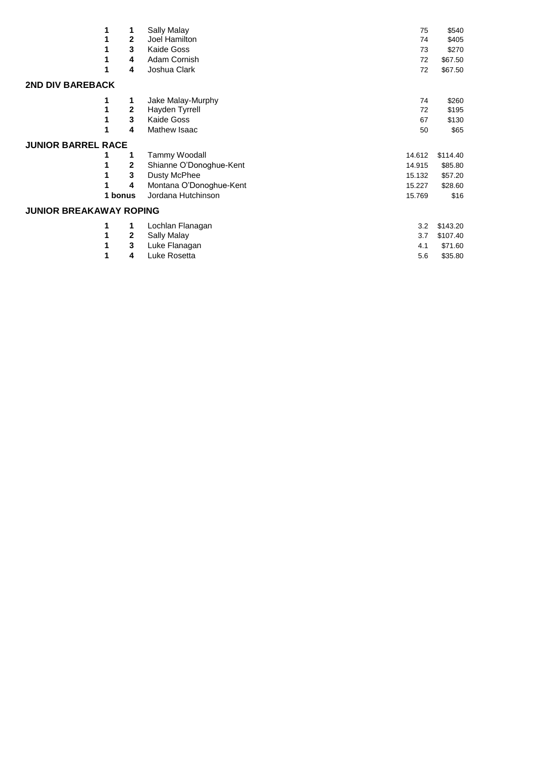| | | | | |
|---|---|---|---|---|
| 1 | 1 | Sally Malay | 75 | $540 |
| 1 | 2 | Joel Hamilton | 74 | $405 |
| 1 | 3 | Kaide Goss | 73 | $270 |
| 1 | 4 | Adam Cornish | 72 | $67.50 |
| 1 | 4 | Joshua Clark | 72 | $67.50 |

## 2ND DIV BAREBACK

| | | | | |
|---|---|---|---|---|
| 1 | 1 | Jake Malay-Murphy | 74 | $260 |
| 1 | 2 | Hayden Tyrrell | 72 | $195 |
| 1 | 3 | Kaide Goss | 67 | $130 |
| 1 | 4 | Mathew Isaac | 50 | $65 |

## JUNIOR BARREL RACE

| | | | | |
|---|---|---|---|---|
| 1 | 1 | Tammy Woodall | 14.612 | $114.40 |
| 1 | 2 | Shianne O'Donoghue-Kent | 14.915 | $85.80 |
| 1 | 3 | Dusty McPhee | 15.132 | $57.20 |
| 1 | 4 | Montana O'Donoghue-Kent | 15.227 | $28.60 |
| 1 | bonus | Jordana Hutchinson | 15.769 | $16 |

## JUNIOR BREAKAWAY ROPING

| | | | | |
|---|---|---|---|---|
| 1 | 1 | Lochlan Flanagan | 3.2 | $143.20 |
| 1 | 2 | Sally Malay | 3.7 | $107.40 |
| 1 | 3 | Luke Flanagan | 4.1 | $71.60 |
| 1 | 4 | Luke Rosetta | 5.6 | $35.80 |